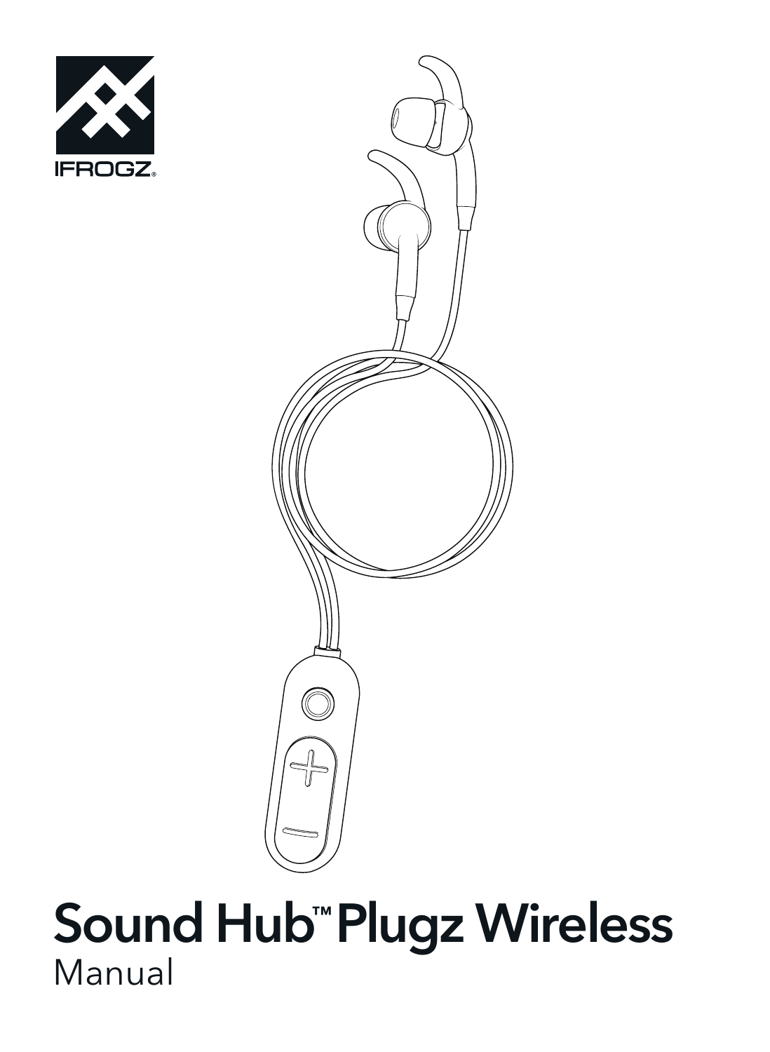IFROGZ®

# Sound Hub™ Plugz Wireless

Manual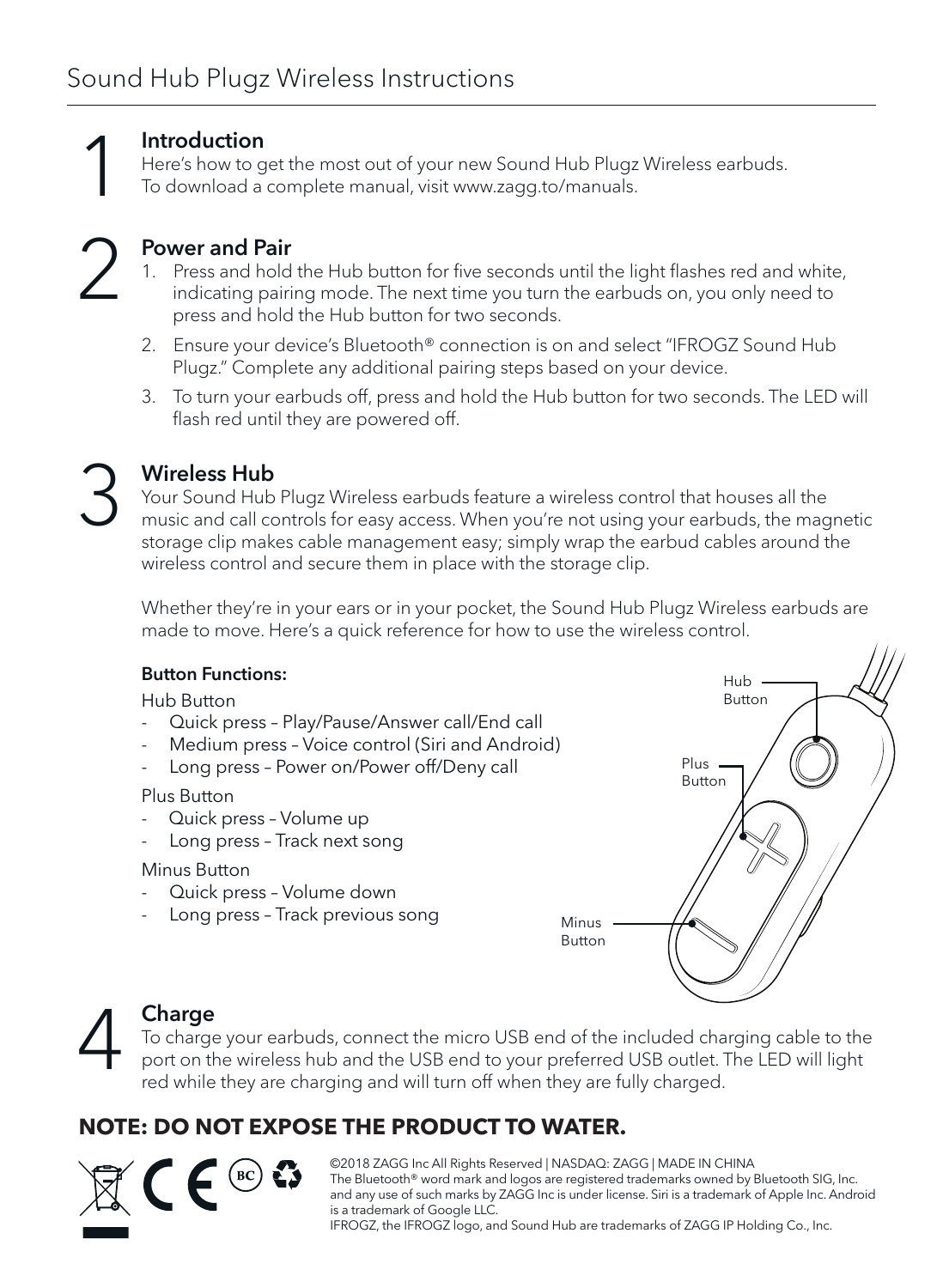# Sound Hub Plugz Wireless Instructions

## 1 Introduction

Here's how to get the most out of your new Sound Hub Plugz Wireless earbuds.
To download a complete manual, visit www.zagg.to/manuals.

## 2 Power and Pair

1. Press and hold the Hub button for five seconds until the light flashes red and white, indicating pairing mode. The next time you turn the earbuds on, you only need to press and hold the Hub button for two seconds.
2. Ensure your device's Bluetooth® connection is on and select "IFROGZ Sound Hub Plugz." Complete any additional pairing steps based on your device.
3. To turn your earbuds off, press and hold the Hub button for two seconds. The LED will flash red until they are powered off.

## 3 Wireless Hub

Your Sound Hub Plugz Wireless earbuds feature a wireless control that houses all the music and call controls for easy access. When you're not using your earbuds, the magnetic storage clip makes cable management easy; simply wrap the earbud cables around the wireless control and secure them in place with the storage clip.

Whether they're in your ears or in your pocket, the Sound Hub Plugz Wireless earbuds are made to move. Here's a quick reference for how to use the wireless control.

**Button Functions:**

Hub Button

- Quick press – Play/Pause/Answer call/End call
- Medium press – Voice control (Siri and Android)
- Long press – Power on/Power off/Deny call

Plus Button

- Quick press – Volume up
- Long press – Track next song

Minus Button

- Quick press – Volume down
- Long press – Track previous song

Hub Button

Plus Button

Minus Button

## 4 Charge

To charge your earbuds, connect the micro USB end of the included charging cable to the port on the wireless hub and the USB end to your preferred USB outlet. The LED will light red while they are charging and will turn off when they are fully charged.

**NOTE: DO NOT EXPOSE THE PRODUCT TO WATER.**

©2018 ZAGG Inc All Rights Reserved | NASDAQ: ZAGG | MADE IN CHINA
The Bluetooth® word mark and logos are registered trademarks owned by Bluetooth SIG, Inc. and any use of such marks by ZAGG Inc is under license. Siri is a trademark of Apple Inc. Android is a trademark of Google LLC.
IFROGZ, the IFROGZ logo, and Sound Hub are trademarks of ZAGG IP Holding Co., Inc.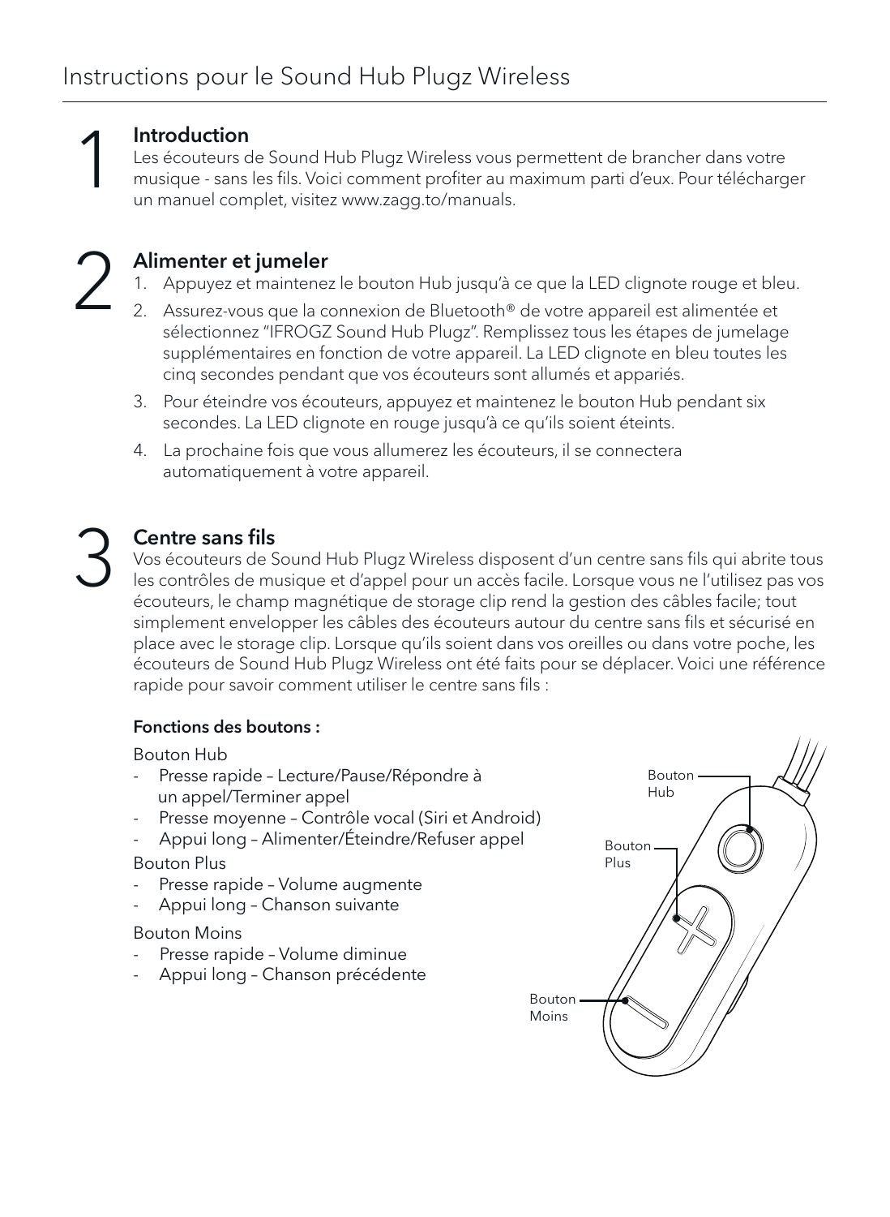# Instructions pour le Sound Hub Plugz Wireless

## 1 Introduction

Les écouteurs de Sound Hub Plugz Wireless vous permettent de brancher dans votre musique - sans les fils. Voici comment profiter au maximum parti d'eux. Pour télécharger un manuel complet, visitez www.zagg.to/manuals.

## 2 Alimenter et jumeler

1. Appuyez et maintenez le bouton Hub jusqu'à ce que la LED clignote rouge et bleu.
2. Assurez-vous que la connexion de Bluetooth® de votre appareil est alimentée et sélectionnez "IFROGZ Sound Hub Plugz". Remplissez tous les étapes de jumelage supplémentaires en fonction de votre appareil. La LED clignote en bleu toutes les cinq secondes pendant que vos écouteurs sont allumés et appariés.
3. Pour éteindre vos écouteurs, appuyez et maintenez le bouton Hub pendant six secondes. La LED clignote en rouge jusqu'à ce qu'ils soient éteints.
4. La prochaine fois que vous allumerez les écouteurs, il se connectera automatiquement à votre appareil.

## 3 Centre sans fils

Vos écouteurs de Sound Hub Plugz Wireless disposent d'un centre sans fils qui abrite tous les contrôles de musique et d'appel pour un accès facile. Lorsque vous ne l'utilisez pas vos écouteurs, le champ magnétique de storage clip rend la gestion des câbles facile; tout simplement envelopper les câbles des écouteurs autour du centre sans fils et sécurisé en place avec le storage clip. Lorsque qu'ils soient dans vos oreilles ou dans votre poche, les écouteurs de Sound Hub Plugz Wireless ont été faits pour se déplacer. Voici une référence rapide pour savoir comment utiliser le centre sans fils :

**Fonctions des boutons :**

Bouton Hub
- Presse rapide – Lecture/Pause/Répondre à un appel/Terminer appel
- Presse moyenne – Contrôle vocal (Siri et Android)
- Appui long – Alimenter/Éteindre/Refuser appel

Bouton Plus
- Presse rapide – Volume augmente
- Appui long – Chanson suivante

Bouton Moins
- Presse rapide – Volume diminue
- Appui long – Chanson précédente

Bouton Hub

Bouton Plus

Bouton Moins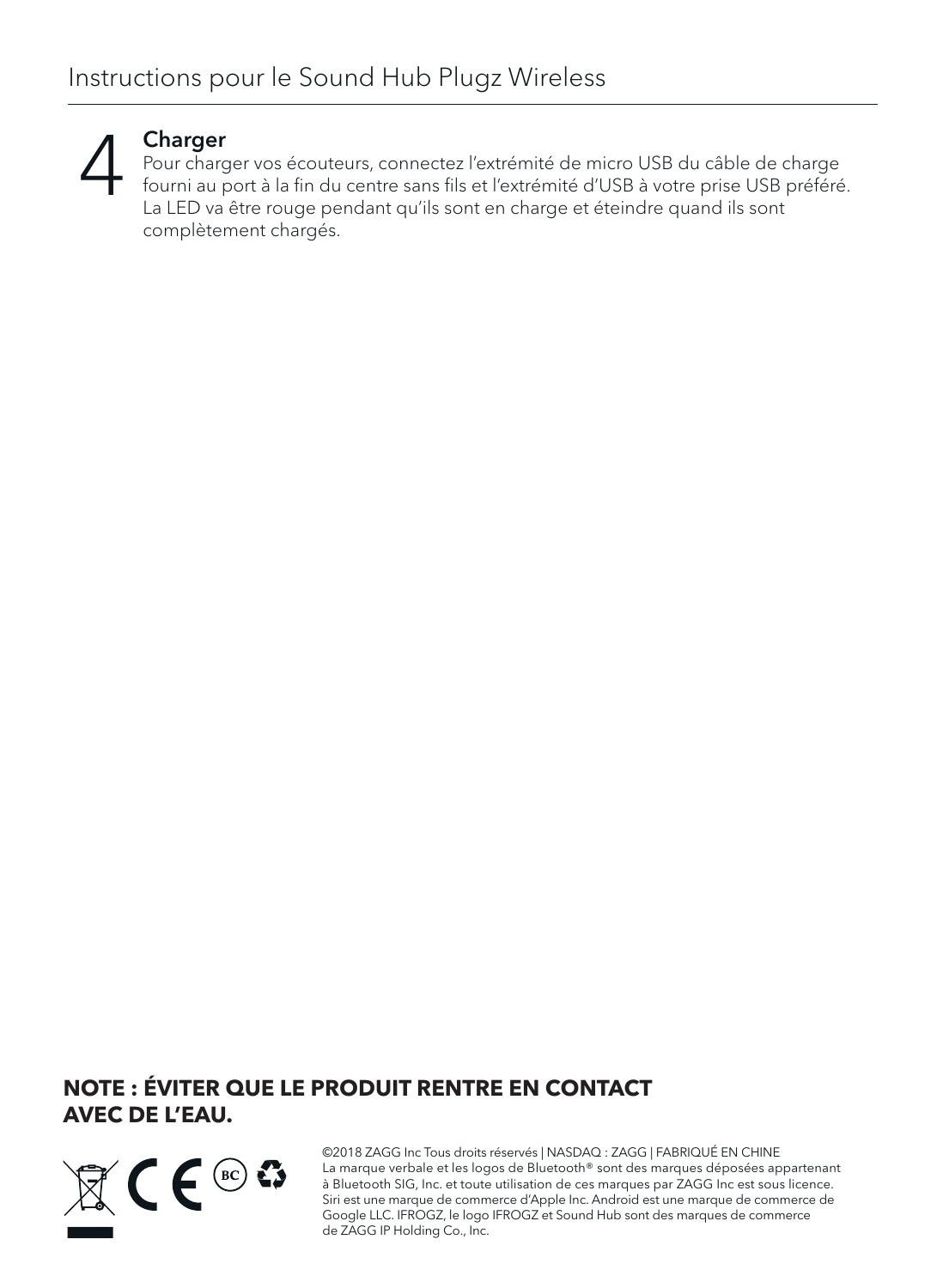# Instructions pour le Sound Hub Plugz Wireless

## 4 Charger

Pour charger vos écouteurs, connectez l'extrémité de micro USB du câble de charge fourni au port à la fin du centre sans fils et l'extrémité d'USB à votre prise USB préféré. La LED va être rouge pendant qu'ils sont en charge et éteindre quand ils sont complètement chargés.

**NOTE : ÉVITER QUE LE PRODUIT RENTRE EN CONTACT AVEC DE L'EAU.**

©2018 ZAGG Inc Tous droits réservés | NASDAQ : ZAGG | FABRIQUÉ EN CHINE
La marque verbale et les logos de Bluetooth® sont des marques déposées appartenant à Bluetooth SIG, Inc. et toute utilisation de ces marques par ZAGG Inc est sous licence. Siri est une marque de commerce d'Apple Inc. Android est une marque de commerce de Google LLC. IFROGZ, le logo IFROGZ et Sound Hub sont des marques de commerce de ZAGG IP Holding Co., Inc.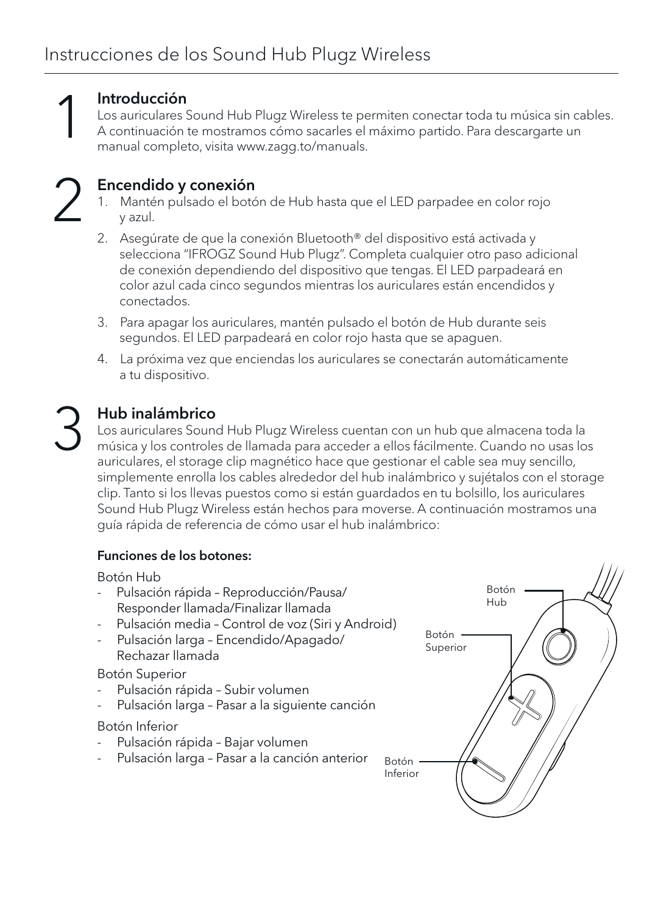# Instrucciones de los Sound Hub Plugz Wireless

## 1 Introducción

Los auriculares Sound Hub Plugz Wireless te permiten conectar toda tu música sin cables. A continuación te mostramos cómo sacarles el máximo partido. Para descargarte un manual completo, visita www.zagg.to/manuals.

## 2 Encendido y conexión

1. Mantén pulsado el botón de Hub hasta que el LED parpadee en color rojo y azul.
2. Asegúrate de que la conexión Bluetooth® del dispositivo está activada y selecciona "IFROGZ Sound Hub Plugz". Completa cualquier otro paso adicional de conexión dependiendo del dispositivo que tengas. El LED parpadeará en color azul cada cinco segundos mientras los auriculares están encendidos y conectados.
3. Para apagar los auriculares, mantén pulsado el botón de Hub durante seis segundos. El LED parpadeará en color rojo hasta que se apaguen.
4. La próxima vez que enciendas los auriculares se conectarán automáticamente a tu dispositivo.

## 3 Hub inalámbrico

Los auriculares Sound Hub Plugz Wireless cuentan con un hub que almacena toda la música y los controles de llamada para acceder a ellos fácilmente. Cuando no usas los auriculares, el storage clip magnético hace que gestionar el cable sea muy sencillo, simplemente enrolla los cables alrededor del hub inalámbrico y sujétalos con el storage clip. Tanto si los llevas puestos como si están guardados en tu bolsillo, los auriculares Sound Hub Plugz Wireless están hechos para moverse. A continuación mostramos una guía rápida de referencia de cómo usar el hub inalámbrico:

**Funciones de los botones:**

Botón Hub
- Pulsación rápida – Reproducción/Pausa/ Responder llamada/Finalizar llamada
- Pulsación media – Control de voz (Siri y Android)
- Pulsación larga – Encendido/Apagado/ Rechazar llamada

Botón Superior
- Pulsación rápida – Subir volumen
- Pulsación larga – Pasar a la siguiente canción

Botón Inferior
- Pulsación rápida – Bajar volumen
- Pulsación larga – Pasar a la canción anterior

Botón Hub

Botón Superior

Botón Inferior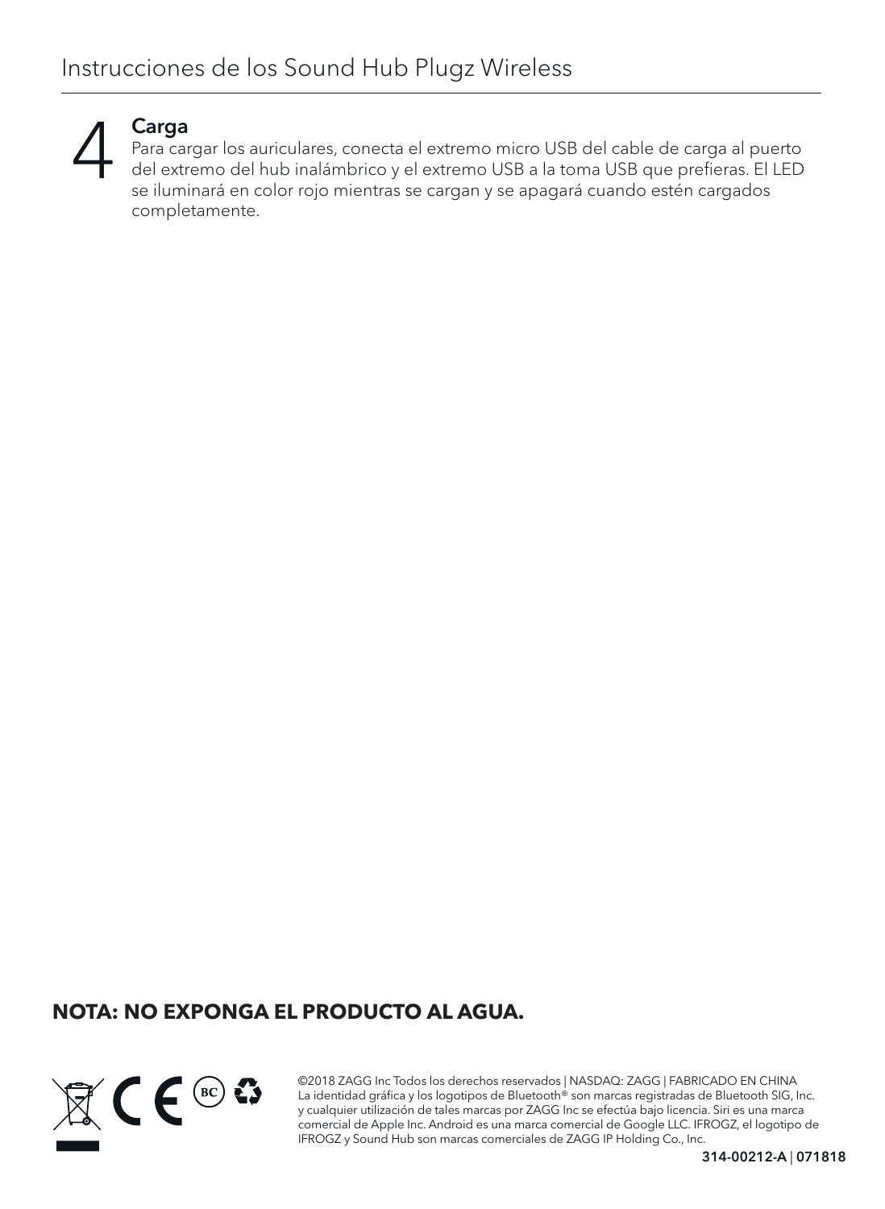# Instrucciones de los Sound Hub Plugz Wireless

## 4 Carga

Para cargar los auriculares, conecta el extremo micro USB del cable de carga al puerto del extremo del hub inalámbrico y el extremo USB a la toma USB que prefieras. El LED se iluminará en color rojo mientras se cargan y se apagará cuando estén cargados completamente.

**NOTA: NO EXPONGA EL PRODUCTO AL AGUA.**

©2018 ZAGG Inc Todos los derechos reservados | NASDAQ: ZAGG | FABRICADO EN CHINA
La identidad gráfica y los logotipos de Bluetooth® son marcas registradas de Bluetooth SIG, Inc. y cualquier utilización de tales marcas por ZAGG Inc se efectúa bajo licencia. Siri es una marca comercial de Apple Inc. Android es una marca comercial de Google LLC. IFROGZ, el logotipo de IFROGZ y Sound Hub son marcas comerciales de ZAGG IP Holding Co., Inc.

**314-00212-A** | **071818**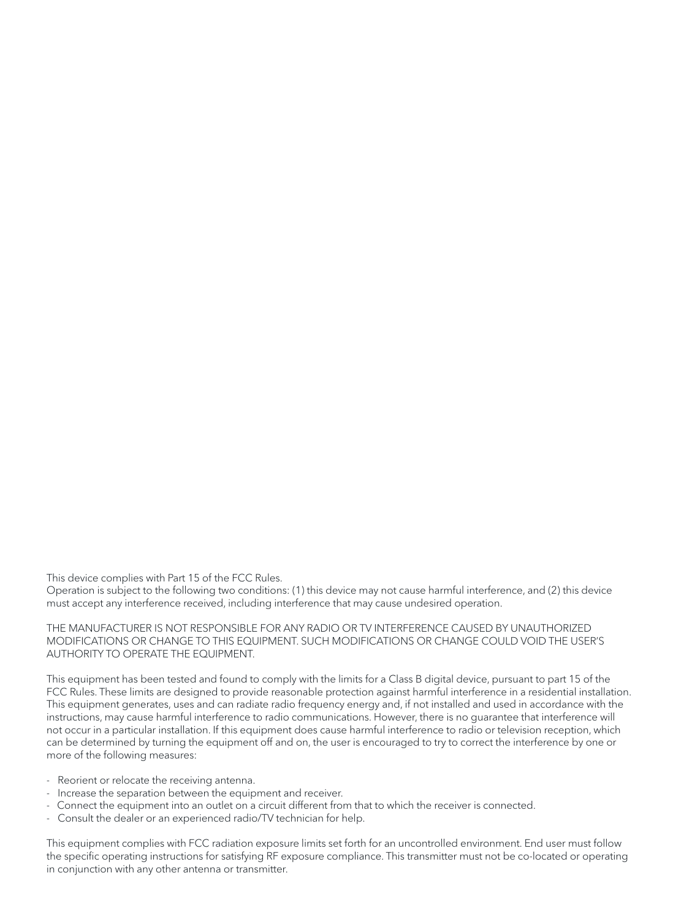This device complies with Part 15 of the FCC Rules.
Operation is subject to the following two conditions: (1) this device may not cause harmful interference, and (2) this device must accept any interference received, including interference that may cause undesired operation.

THE MANUFACTURER IS NOT RESPONSIBLE FOR ANY RADIO OR TV INTERFERENCE CAUSED BY UNAUTHORIZED MODIFICATIONS OR CHANGE TO THIS EQUIPMENT. SUCH MODIFICATIONS OR CHANGE COULD VOID THE USER'S AUTHORITY TO OPERATE THE EQUIPMENT.

This equipment has been tested and found to comply with the limits for a Class B digital device, pursuant to part 15 of the FCC Rules. These limits are designed to provide reasonable protection against harmful interference in a residential installation. This equipment generates, uses and can radiate radio frequency energy and, if not installed and used in accordance with the instructions, may cause harmful interference to radio communications. However, there is no guarantee that interference will not occur in a particular installation. If this equipment does cause harmful interference to radio or television reception, which can be determined by turning the equipment off and on, the user is encouraged to try to correct the interference by one or more of the following measures:

- Reorient or relocate the receiving antenna.
- Increase the separation between the equipment and receiver.
- Connect the equipment into an outlet on a circuit different from that to which the receiver is connected.
- Consult the dealer or an experienced radio/TV technician for help.

This equipment complies with FCC radiation exposure limits set forth for an uncontrolled environment. End user must follow the specific operating instructions for satisfying RF exposure compliance. This transmitter must not be co-located or operating in conjunction with any other antenna or transmitter.